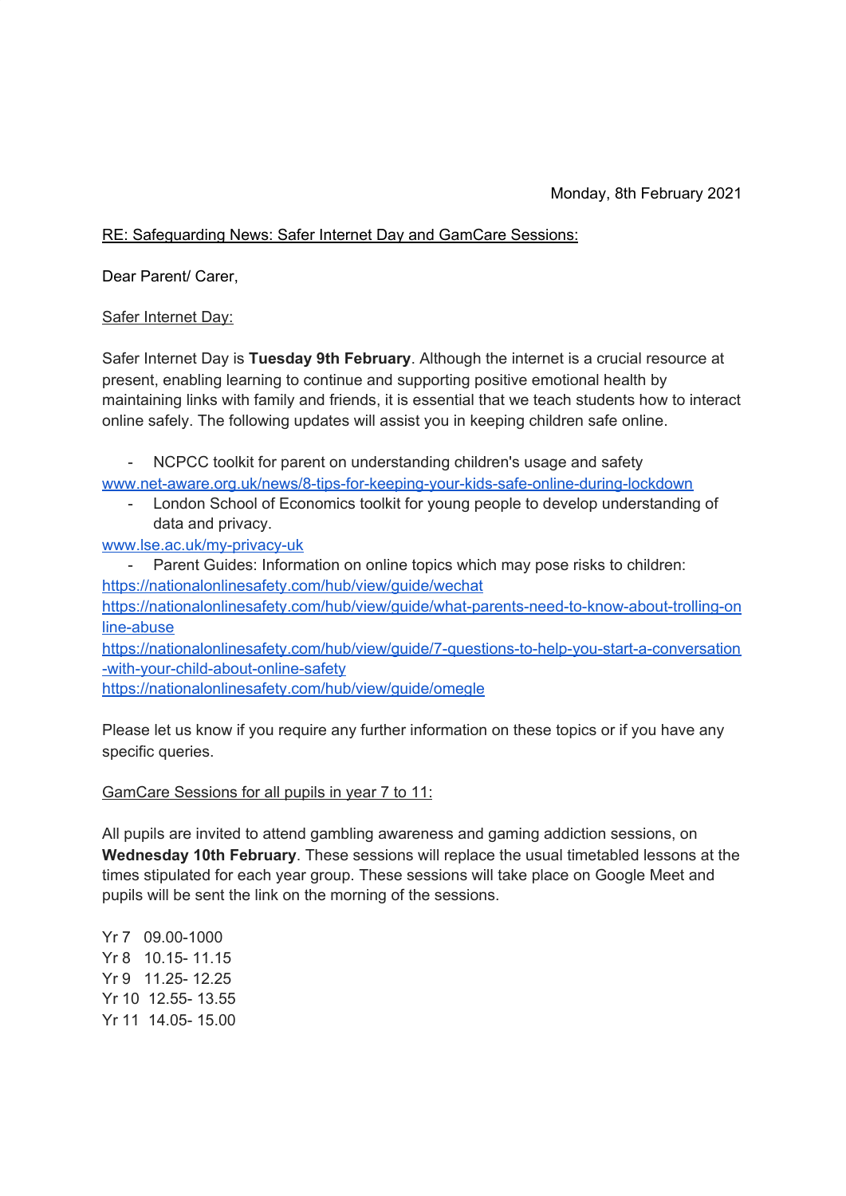Monday, 8th February 2021

RE: Safeguarding News: Safer Internet Day and GamCare Sessions:

Dear Parent/ Carer,

Safer Internet Day:

Safer Internet Day is **Tuesday 9th February**. Although the internet is a crucial resource at present, enabling learning to continue and supporting positive emotional health by maintaining links with family and friends, it is essential that we teach students how to interact online safely. The following updates will assist you in keeping children safe online.

- NCPCC toolkit for parent on understanding children's usage and safety
www.net-aware.org.uk/news/8-tips-for-keeping-your-kids-safe-online-during-lockdown
- London School of Economics toolkit for young people to develop understanding of data and privacy.
www.lse.ac.uk/my-privacy-uk
- Parent Guides: Information on online topics which may pose risks to children:
https://nationalonlinesafety.com/hub/view/guide/wechat
https://nationalonlinesafety.com/hub/view/guide/what-parents-need-to-know-about-trolling-online-abuse
https://nationalonlinesafety.com/hub/view/guide/7-questions-to-help-you-start-a-conversation-with-your-child-about-online-safety
https://nationalonlinesafety.com/hub/view/guide/omegle

Please let us know if you require any further information on these topics or if you have any specific queries.

GamCare Sessions for all pupils in year 7 to 11:

All pupils are invited to attend gambling awareness and gaming addiction sessions, on **Wednesday 10th February**. These sessions will replace the usual timetabled lessons at the times stipulated for each year group. These sessions will take place on Google Meet and pupils will be sent the link on the morning of the sessions.

Yr 7 09.00-1000
Yr 8 10.15- 11.15
Yr 9 11.25- 12.25
Yr 10 12.55- 13.55
Yr 11 14.05- 15.00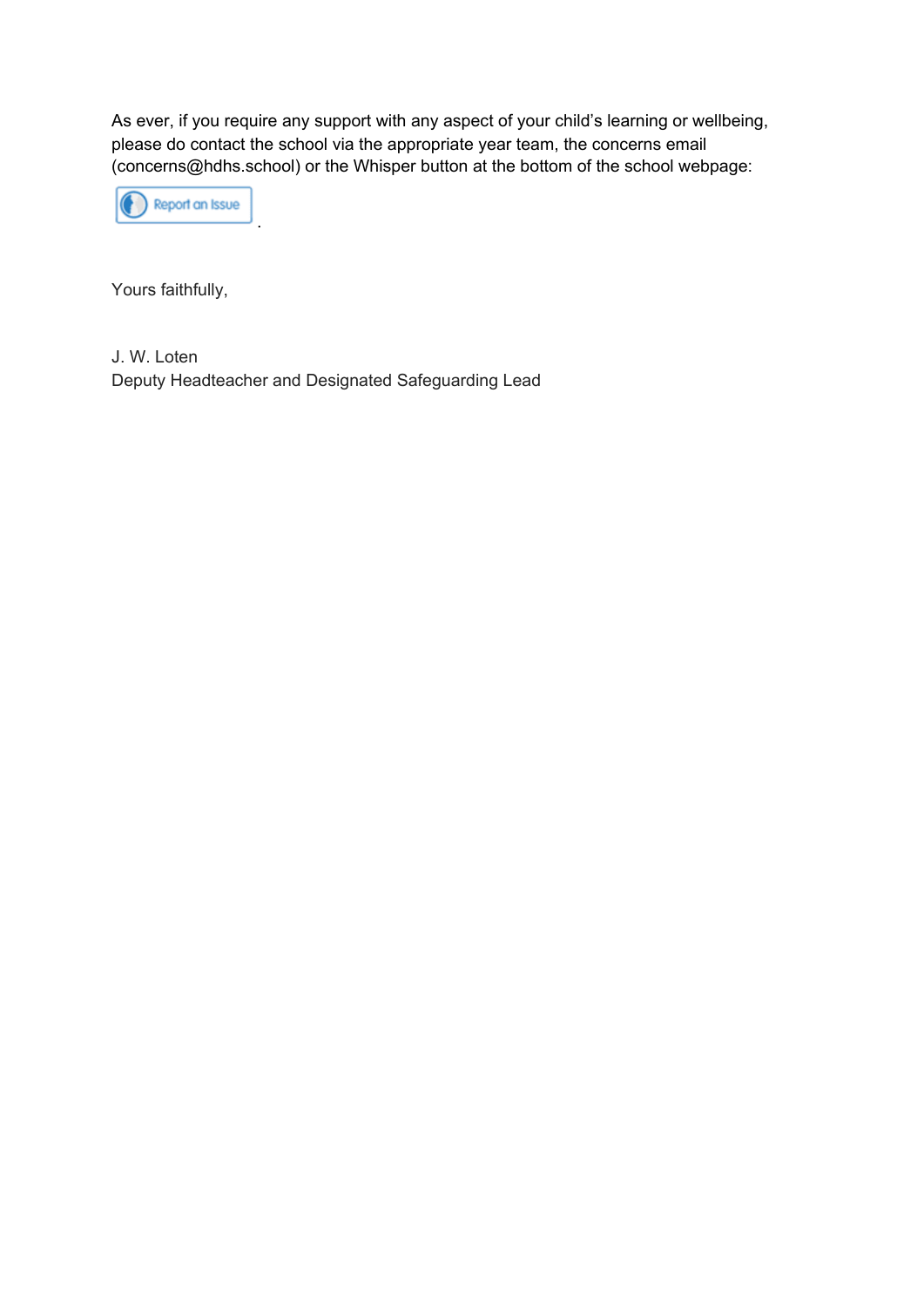As ever, if you require any support with any aspect of your child's learning or wellbeing, please do contact the school via the appropriate year team, the concerns email (concerns@hdhs.school) or the Whisper button at the bottom of the school webpage:

Report an Issue .

Yours faithfully,

J. W. Loten
Deputy Headteacher and Designated Safeguarding Lead